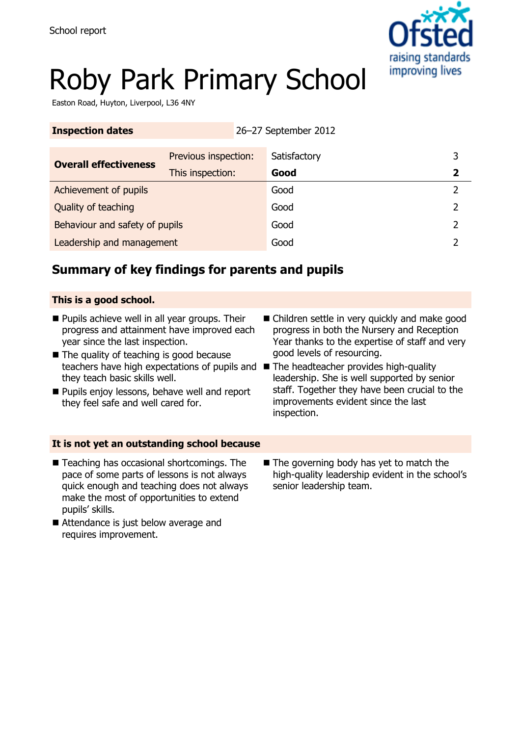School report

# Roby Park Primary School

Easton Road, Huyton, Liverpool, L36 4NY

| **Inspection dates** | | 26–27 September 2012 | |
|---|---|---|---|
| **Overall effectiveness** | Previous inspection: | Satisfactory | 3 |
| | This inspection: | **Good** | **2** |
| Achievement of pupils | | Good | 2 |
| Quality of teaching | | Good | 2 |
| Behaviour and safety of pupils | | Good | 2 |
| Leadership and management | | Good | 2 |

## Summary of key findings for parents and pupils

### This is a good school.

- Pupils achieve well in all year groups. Their progress and attainment have improved each year since the last inspection.
- The quality of teaching is good because teachers have high expectations of pupils and they teach basic skills well.
- Pupils enjoy lessons, behave well and report they feel safe and well cared for.
- Children settle in very quickly and make good progress in both the Nursery and Reception Year thanks to the expertise of staff and very good levels of resourcing.
- The headteacher provides high-quality leadership. She is well supported by senior staff. Together they have been crucial to the improvements evident since the last inspection.

### It is not yet an outstanding school because

- Teaching has occasional shortcomings. The pace of some parts of lessons is not always quick enough and teaching does not always make the most of opportunities to extend pupils' skills.
- Attendance is just below average and requires improvement.
- The governing body has yet to match the high-quality leadership evident in the school's senior leadership team.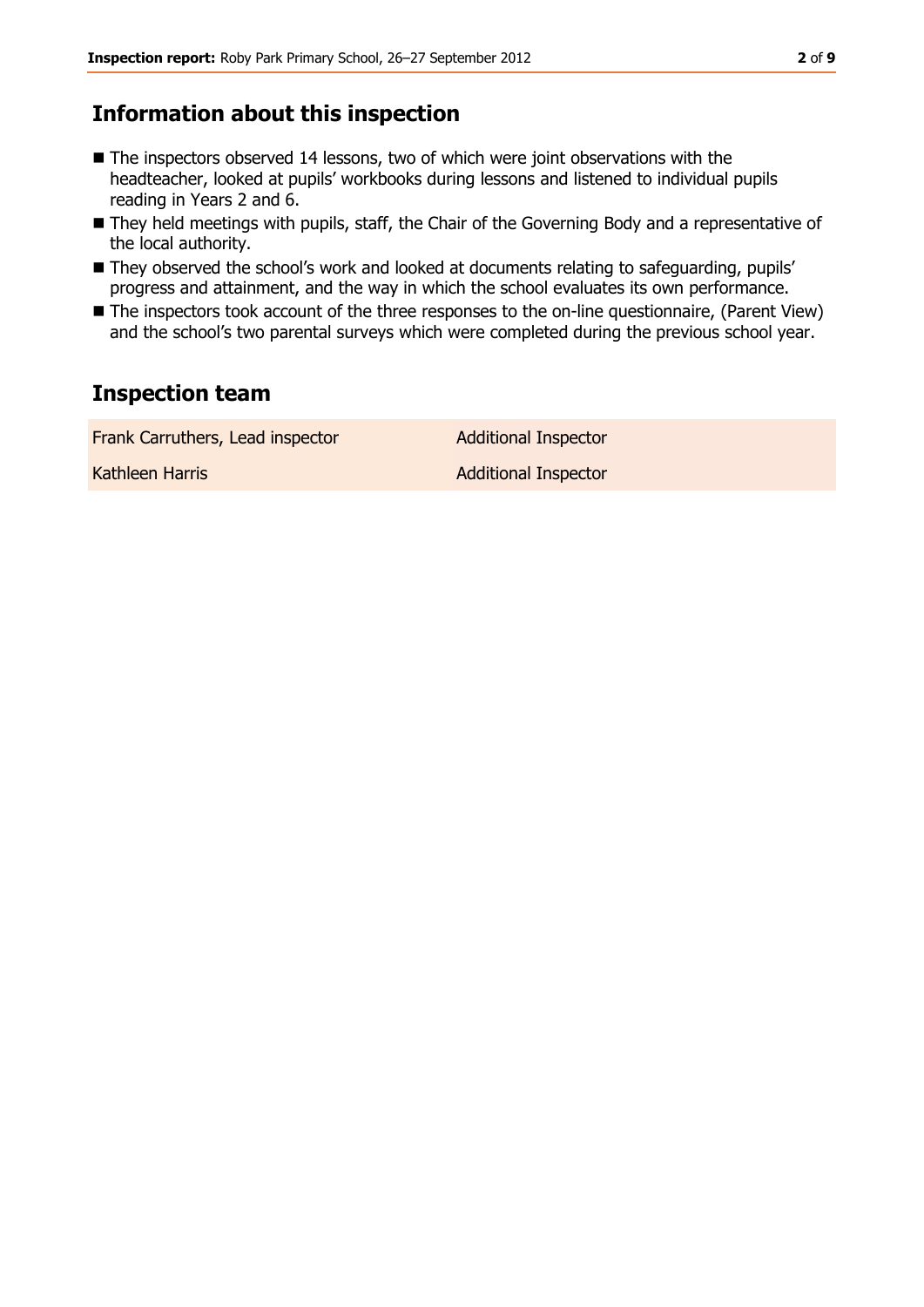## Information about this inspection

- The inspectors observed 14 lessons, two of which were joint observations with the headteacher, looked at pupils' workbooks during lessons and listened to individual pupils reading in Years 2 and 6.
- They held meetings with pupils, staff, the Chair of the Governing Body and a representative of the local authority.
- They observed the school's work and looked at documents relating to safeguarding, pupils' progress and attainment, and the way in which the school evaluates its own performance.
- The inspectors took account of the three responses to the on-line questionnaire, (Parent View) and the school's two parental surveys which were completed during the previous school year.

## Inspection team

| | |
|---|---|
| Frank Carruthers, Lead inspector | Additional Inspector |
| Kathleen Harris | Additional Inspector |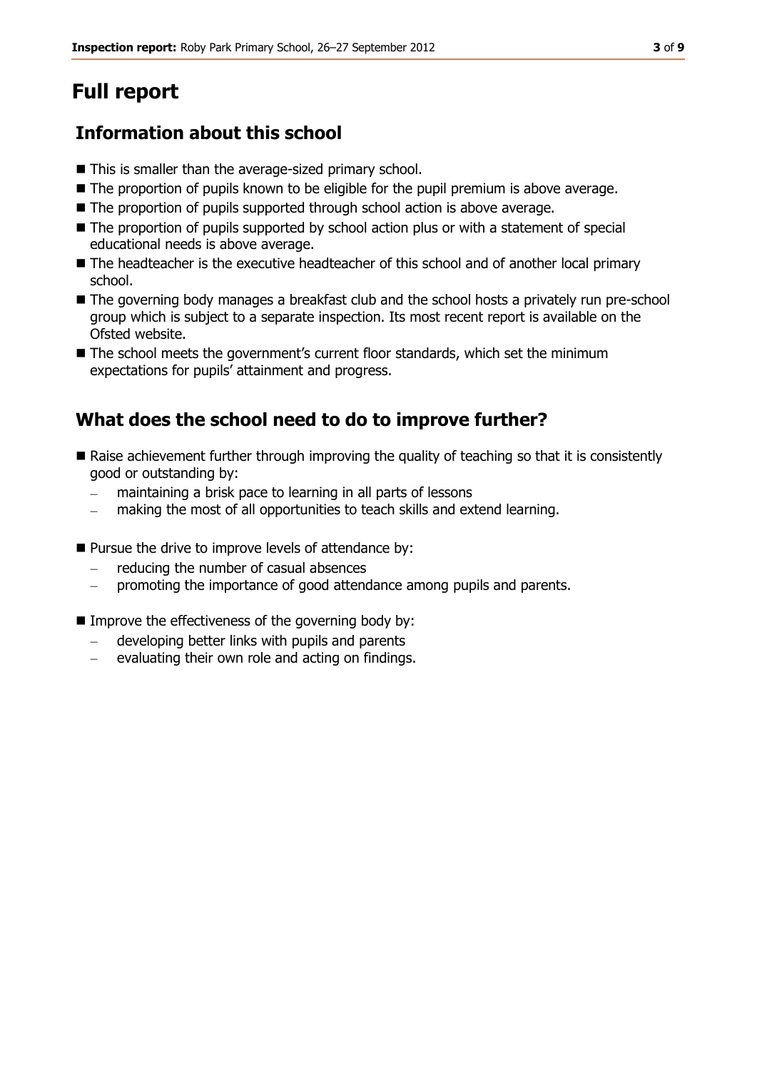# Full report

## Information about this school

- This is smaller than the average-sized primary school.
- The proportion of pupils known to be eligible for the pupil premium is above average.
- The proportion of pupils supported through school action is above average.
- The proportion of pupils supported by school action plus or with a statement of special educational needs is above average.
- The headteacher is the executive headteacher of this school and of another local primary school.
- The governing body manages a breakfast club and the school hosts a privately run pre-school group which is subject to a separate inspection. Its most recent report is available on the Ofsted website.
- The school meets the government's current floor standards, which set the minimum expectations for pupils' attainment and progress.

## What does the school need to do to improve further?

- Raise achievement further through improving the quality of teaching so that it is consistently good or outstanding by:
  - maintaining a brisk pace to learning in all parts of lessons
  - making the most of all opportunities to teach skills and extend learning.
- Pursue the drive to improve levels of attendance by:
  - reducing the number of casual absences
  - promoting the importance of good attendance among pupils and parents.
- Improve the effectiveness of the governing body by:
  - developing better links with pupils and parents
  - evaluating their own role and acting on findings.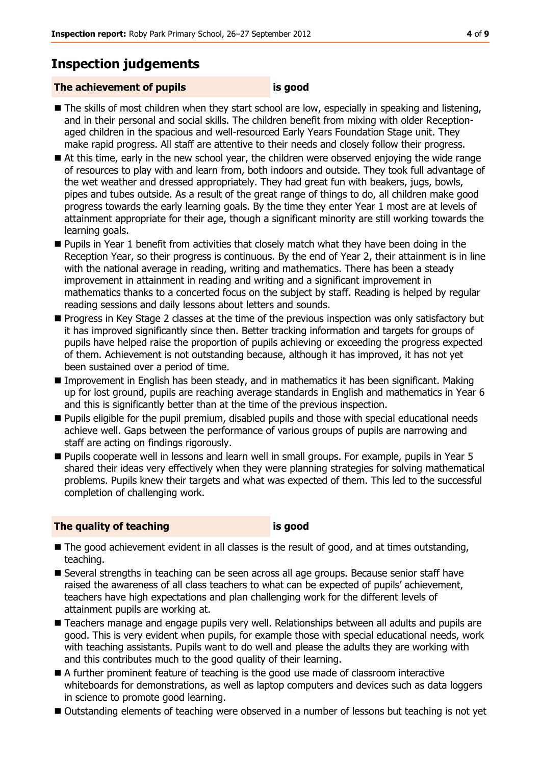## Inspection judgements

**The achievement of pupils** **is good**

- The skills of most children when they start school are low, especially in speaking and listening, and in their personal and social skills. The children benefit from mixing with older Reception-aged children in the spacious and well-resourced Early Years Foundation Stage unit. They make rapid progress. All staff are attentive to their needs and closely follow their progress.
- At this time, early in the new school year, the children were observed enjoying the wide range of resources to play with and learn from, both indoors and outside. They took full advantage of the wet weather and dressed appropriately. They had great fun with beakers, jugs, bowls, pipes and tubes outside. As a result of the great range of things to do, all children make good progress towards the early learning goals. By the time they enter Year 1 most are at levels of attainment appropriate for their age, though a significant minority are still working towards the learning goals.
- Pupils in Year 1 benefit from activities that closely match what they have been doing in the Reception Year, so their progress is continuous. By the end of Year 2, their attainment is in line with the national average in reading, writing and mathematics. There has been a steady improvement in attainment in reading and writing and a significant improvement in mathematics thanks to a concerted focus on the subject by staff. Reading is helped by regular reading sessions and daily lessons about letters and sounds.
- Progress in Key Stage 2 classes at the time of the previous inspection was only satisfactory but it has improved significantly since then. Better tracking information and targets for groups of pupils have helped raise the proportion of pupils achieving or exceeding the progress expected of them. Achievement is not outstanding because, although it has improved, it has not yet been sustained over a period of time.
- Improvement in English has been steady, and in mathematics it has been significant. Making up for lost ground, pupils are reaching average standards in English and mathematics in Year 6 and this is significantly better than at the time of the previous inspection.
- Pupils eligible for the pupil premium, disabled pupils and those with special educational needs achieve well. Gaps between the performance of various groups of pupils are narrowing and staff are acting on findings rigorously.
- Pupils cooperate well in lessons and learn well in small groups. For example, pupils in Year 5 shared their ideas very effectively when they were planning strategies for solving mathematical problems. Pupils knew their targets and what was expected of them. This led to the successful completion of challenging work.

**The quality of teaching** **is good**

- The good achievement evident in all classes is the result of good, and at times outstanding, teaching.
- Several strengths in teaching can be seen across all age groups. Because senior staff have raised the awareness of all class teachers to what can be expected of pupils' achievement, teachers have high expectations and plan challenging work for the different levels of attainment pupils are working at.
- Teachers manage and engage pupils very well. Relationships between all adults and pupils are good. This is very evident when pupils, for example those with special educational needs, work with teaching assistants. Pupils want to do well and please the adults they are working with and this contributes much to the good quality of their learning.
- A further prominent feature of teaching is the good use made of classroom interactive whiteboards for demonstrations, as well as laptop computers and devices such as data loggers in science to promote good learning.
- Outstanding elements of teaching were observed in a number of lessons but teaching is not yet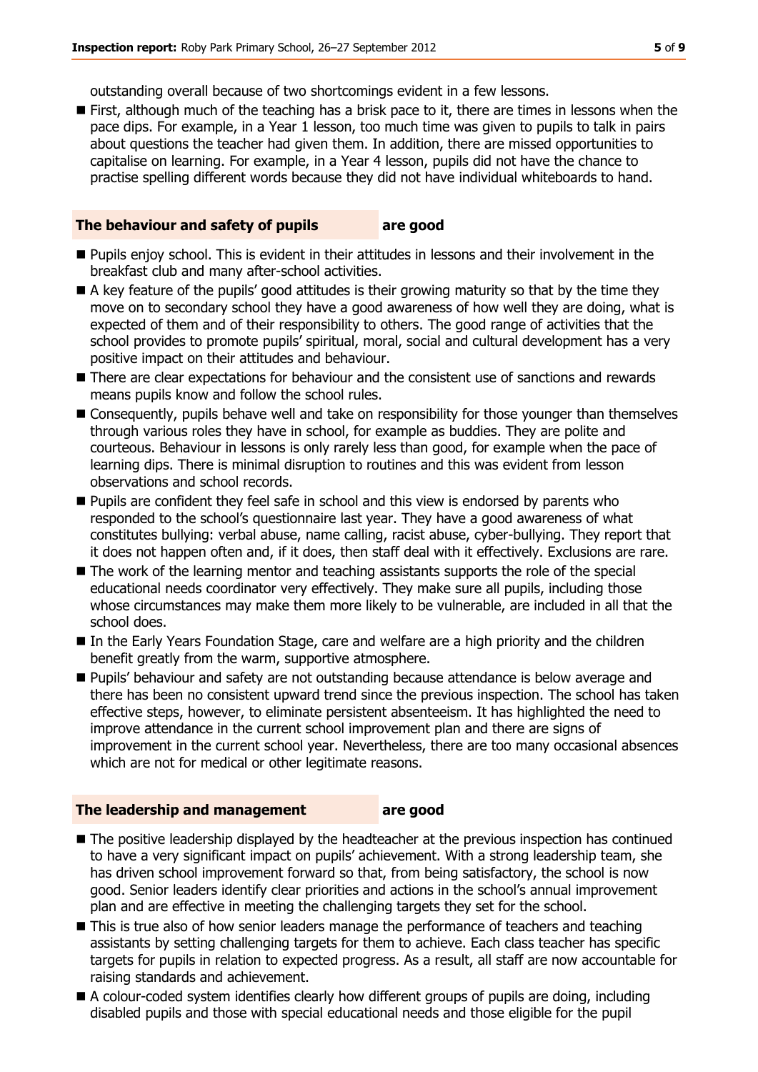outstanding overall because of two shortcomings evident in a few lessons.

- First, although much of the teaching has a brisk pace to it, there are times in lessons when the pace dips. For example, in a Year 1 lesson, too much time was given to pupils to talk in pairs about questions the teacher had given them. In addition, there are missed opportunities to capitalise on learning. For example, in a Year 4 lesson, pupils did not have the chance to practise spelling different words because they did not have individual whiteboards to hand.

### The behaviour and safety of pupils are good

- Pupils enjoy school. This is evident in their attitudes in lessons and their involvement in the breakfast club and many after-school activities.
- A key feature of the pupils' good attitudes is their growing maturity so that by the time they move on to secondary school they have a good awareness of how well they are doing, what is expected of them and of their responsibility to others. The good range of activities that the school provides to promote pupils' spiritual, moral, social and cultural development has a very positive impact on their attitudes and behaviour.
- There are clear expectations for behaviour and the consistent use of sanctions and rewards means pupils know and follow the school rules.
- Consequently, pupils behave well and take on responsibility for those younger than themselves through various roles they have in school, for example as buddies. They are polite and courteous. Behaviour in lessons is only rarely less than good, for example when the pace of learning dips. There is minimal disruption to routines and this was evident from lesson observations and school records.
- Pupils are confident they feel safe in school and this view is endorsed by parents who responded to the school's questionnaire last year. They have a good awareness of what constitutes bullying: verbal abuse, name calling, racist abuse, cyber-bullying. They report that it does not happen often and, if it does, then staff deal with it effectively. Exclusions are rare.
- The work of the learning mentor and teaching assistants supports the role of the special educational needs coordinator very effectively. They make sure all pupils, including those whose circumstances may make them more likely to be vulnerable, are included in all that the school does.
- In the Early Years Foundation Stage, care and welfare are a high priority and the children benefit greatly from the warm, supportive atmosphere.
- Pupils' behaviour and safety are not outstanding because attendance is below average and there has been no consistent upward trend since the previous inspection. The school has taken effective steps, however, to eliminate persistent absenteeism. It has highlighted the need to improve attendance in the current school improvement plan and there are signs of improvement in the current school year. Nevertheless, there are too many occasional absences which are not for medical or other legitimate reasons.

### The leadership and management are good

- The positive leadership displayed by the headteacher at the previous inspection has continued to have a very significant impact on pupils' achievement. With a strong leadership team, she has driven school improvement forward so that, from being satisfactory, the school is now good. Senior leaders identify clear priorities and actions in the school's annual improvement plan and are effective in meeting the challenging targets they set for the school.
- This is true also of how senior leaders manage the performance of teachers and teaching assistants by setting challenging targets for them to achieve. Each class teacher has specific targets for pupils in relation to expected progress. As a result, all staff are now accountable for raising standards and achievement.
- A colour-coded system identifies clearly how different groups of pupils are doing, including disabled pupils and those with special educational needs and those eligible for the pupil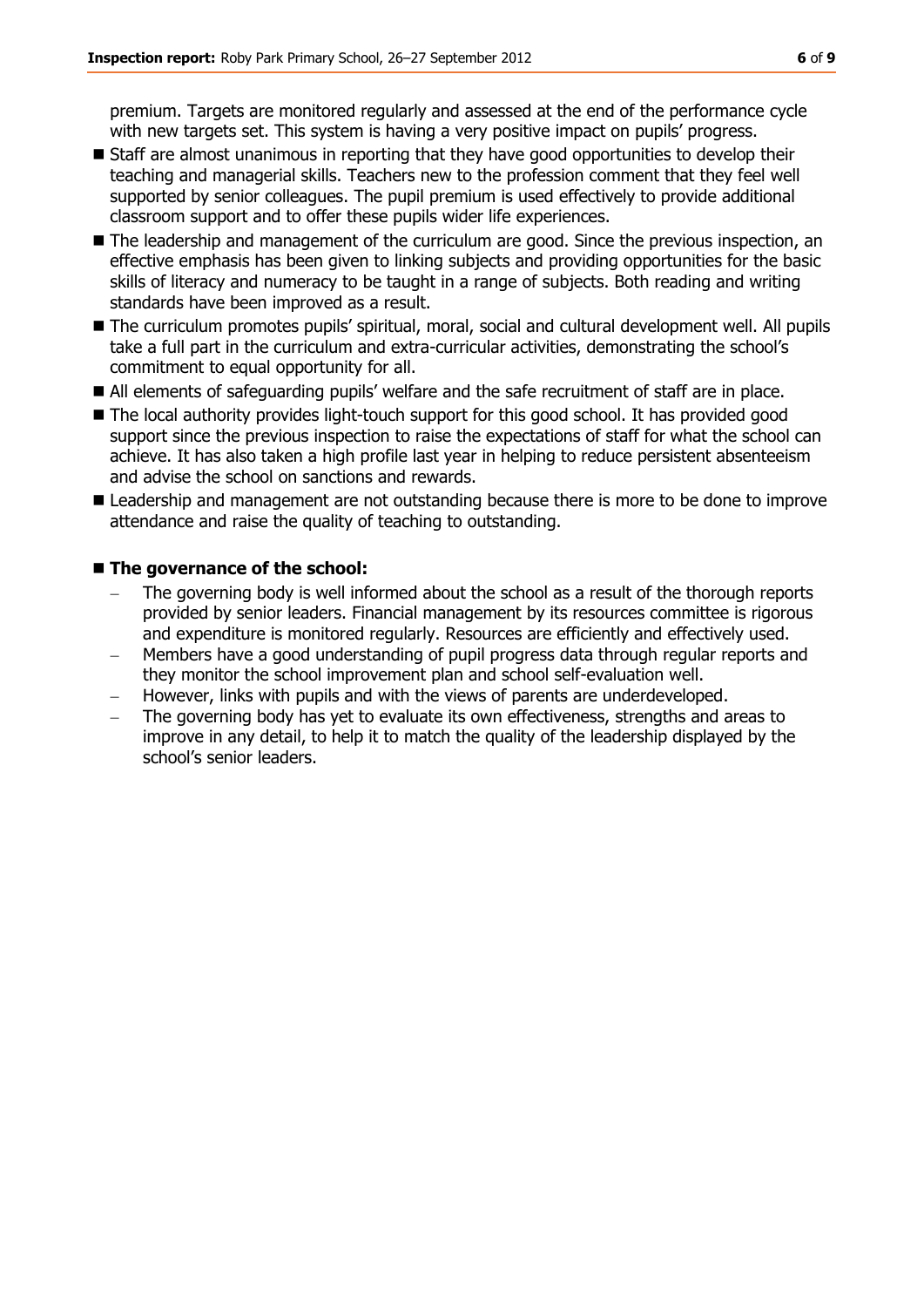premium. Targets are monitored regularly and assessed at the end of the performance cycle with new targets set. This system is having a very positive impact on pupils' progress.

- Staff are almost unanimous in reporting that they have good opportunities to develop their teaching and managerial skills. Teachers new to the profession comment that they feel well supported by senior colleagues. The pupil premium is used effectively to provide additional classroom support and to offer these pupils wider life experiences.
- The leadership and management of the curriculum are good. Since the previous inspection, an effective emphasis has been given to linking subjects and providing opportunities for the basic skills of literacy and numeracy to be taught in a range of subjects. Both reading and writing standards have been improved as a result.
- The curriculum promotes pupils' spiritual, moral, social and cultural development well. All pupils take a full part in the curriculum and extra-curricular activities, demonstrating the school's commitment to equal opportunity for all.
- All elements of safeguarding pupils' welfare and the safe recruitment of staff are in place.
- The local authority provides light-touch support for this good school. It has provided good support since the previous inspection to raise the expectations of staff for what the school can achieve. It has also taken a high profile last year in helping to reduce persistent absenteeism and advise the school on sanctions and rewards.
- Leadership and management are not outstanding because there is more to be done to improve attendance and raise the quality of teaching to outstanding.

## The governance of the school:

- The governing body is well informed about the school as a result of the thorough reports provided by senior leaders. Financial management by its resources committee is rigorous and expenditure is monitored regularly. Resources are efficiently and effectively used.
- Members have a good understanding of pupil progress data through regular reports and they monitor the school improvement plan and school self-evaluation well.
- However, links with pupils and with the views of parents are underdeveloped.
- The governing body has yet to evaluate its own effectiveness, strengths and areas to improve in any detail, to help it to match the quality of the leadership displayed by the school's senior leaders.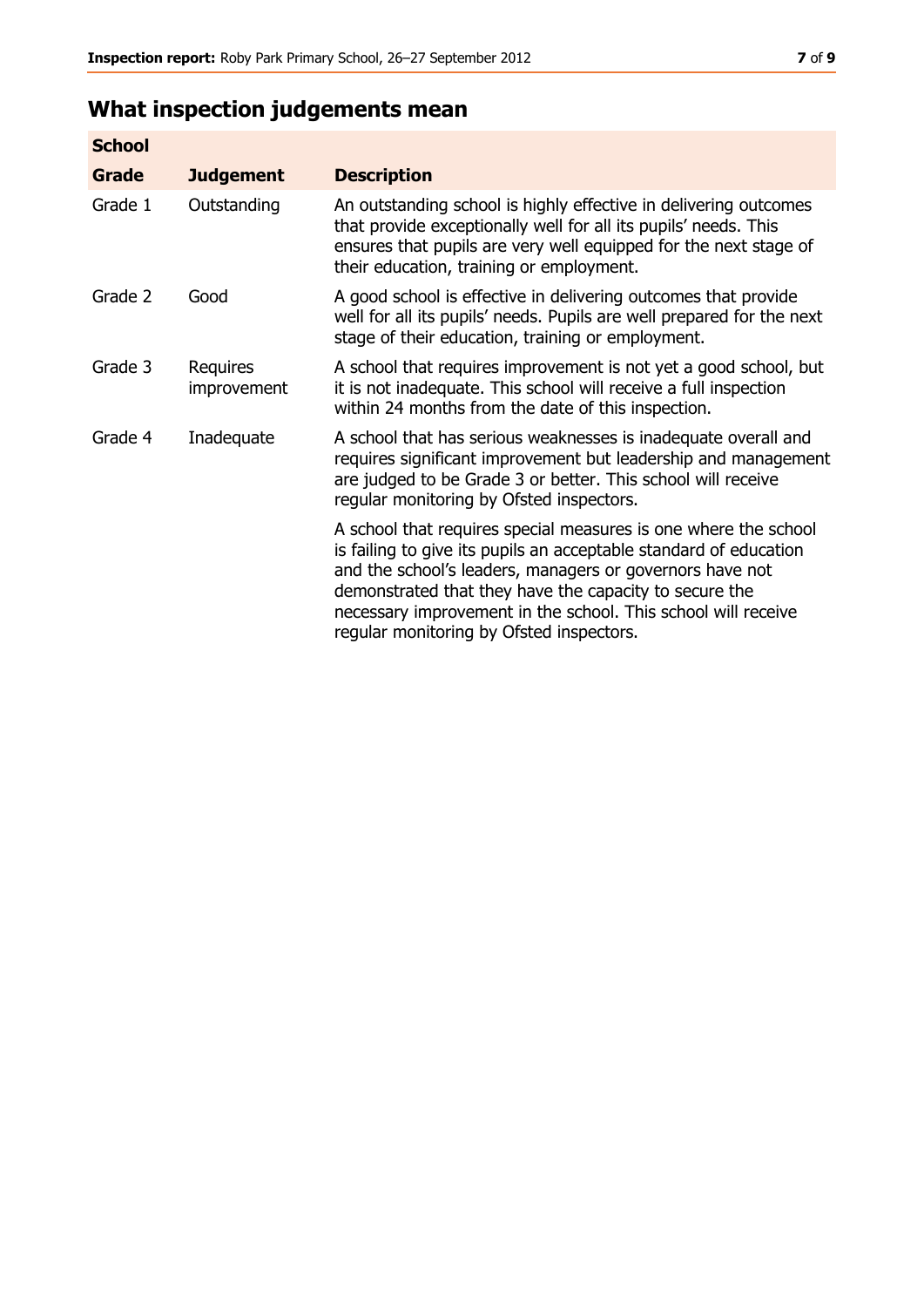## What inspection judgements mean

| School | | |
|---|---|---|
| **Grade** | **Judgement** | **Description** |
| Grade 1 | Outstanding | An outstanding school is highly effective in delivering outcomes that provide exceptionally well for all its pupils' needs. This ensures that pupils are very well equipped for the next stage of their education, training or employment. |
| Grade 2 | Good | A good school is effective in delivering outcomes that provide well for all its pupils' needs. Pupils are well prepared for the next stage of their education, training or employment. |
| Grade 3 | Requires improvement | A school that requires improvement is not yet a good school, but it is not inadequate. This school will receive a full inspection within 24 months from the date of this inspection. |
| Grade 4 | Inadequate | A school that has serious weaknesses is inadequate overall and requires significant improvement but leadership and management are judged to be Grade 3 or better. This school will receive regular monitoring by Ofsted inspectors. |
| | | A school that requires special measures is one where the school is failing to give its pupils an acceptable standard of education and the school's leaders, managers or governors have not demonstrated that they have the capacity to secure the necessary improvement in the school. This school will receive regular monitoring by Ofsted inspectors. |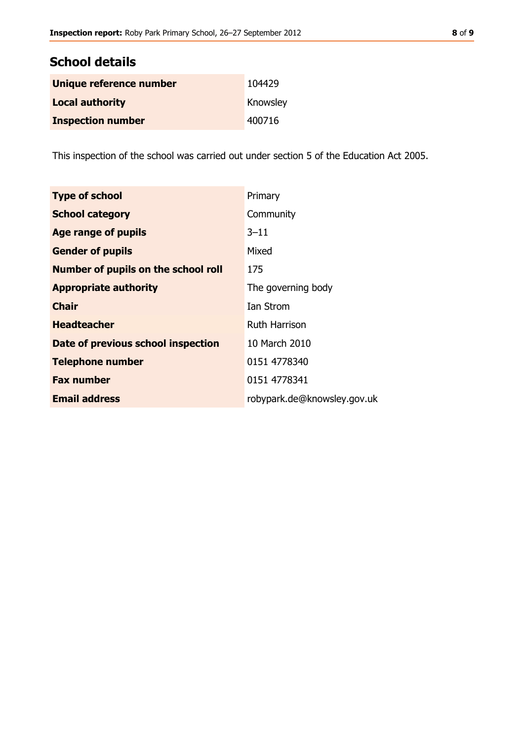## School details

| | |
|---|---|
| **Unique reference number** | 104429 |
| **Local authority** | Knowsley |
| **Inspection number** | 400716 |

This inspection of the school was carried out under section 5 of the Education Act 2005.

| | |
|---|---|
| **Type of school** | Primary |
| **School category** | Community |
| **Age range of pupils** | 3–11 |
| **Gender of pupils** | Mixed |
| **Number of pupils on the school roll** | 175 |
| **Appropriate authority** | The governing body |
| **Chair** | Ian Strom |
| **Headteacher** | Ruth Harrison |
| **Date of previous school inspection** | 10 March 2010 |
| **Telephone number** | 0151 4778340 |
| **Fax number** | 0151 4778341 |
| **Email address** | robypark.de@knowsley.gov.uk |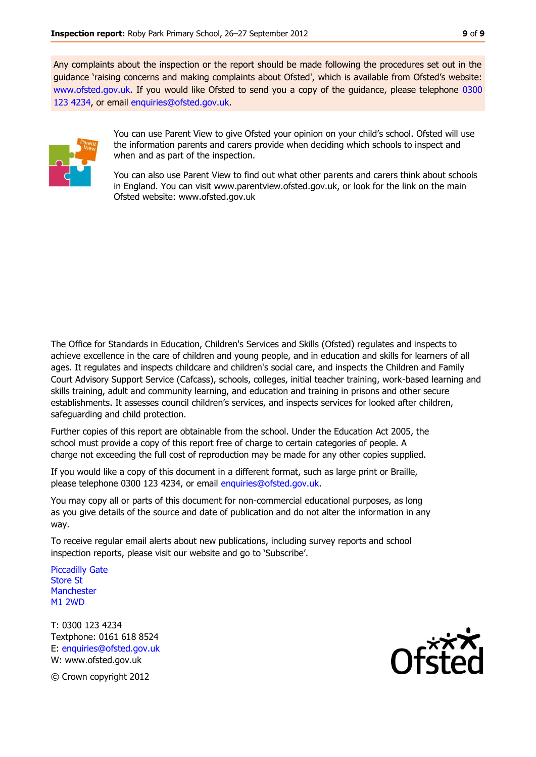Any complaints about the inspection or the report should be made following the procedures set out in the guidance 'raising concerns and making complaints about Ofsted', which is available from Ofsted's website: www.ofsted.gov.uk. If you would like Ofsted to send you a copy of the guidance, please telephone 0300 123 4234, or email enquiries@ofsted.gov.uk.

You can use Parent View to give Ofsted your opinion on your child's school. Ofsted will use the information parents and carers provide when deciding which schools to inspect and when and as part of the inspection.

You can also use Parent View to find out what other parents and carers think about schools in England. You can visit www.parentview.ofsted.gov.uk, or look for the link on the main Ofsted website: www.ofsted.gov.uk

The Office for Standards in Education, Children's Services and Skills (Ofsted) regulates and inspects to achieve excellence in the care of children and young people, and in education and skills for learners of all ages. It regulates and inspects childcare and children's social care, and inspects the Children and Family Court Advisory Support Service (Cafcass), schools, colleges, initial teacher training, work-based learning and skills training, adult and community learning, and education and training in prisons and other secure establishments. It assesses council children's services, and inspects services for looked after children, safeguarding and child protection.

Further copies of this report are obtainable from the school. Under the Education Act 2005, the school must provide a copy of this report free of charge to certain categories of people. A charge not exceeding the full cost of reproduction may be made for any other copies supplied.

If you would like a copy of this document in a different format, such as large print or Braille, please telephone 0300 123 4234, or email enquiries@ofsted.gov.uk.

You may copy all or parts of this document for non-commercial educational purposes, as long as you give details of the source and date of publication and do not alter the information in any way.

To receive regular email alerts about new publications, including survey reports and school inspection reports, please visit our website and go to 'Subscribe'.

Piccadilly Gate  
Store St  
Manchester  
M1 2WD

T: 0300 123 4234  
Textphone: 0161 618 8524  
E: enquiries@ofsted.gov.uk  
W: www.ofsted.gov.uk

© Crown copyright 2012